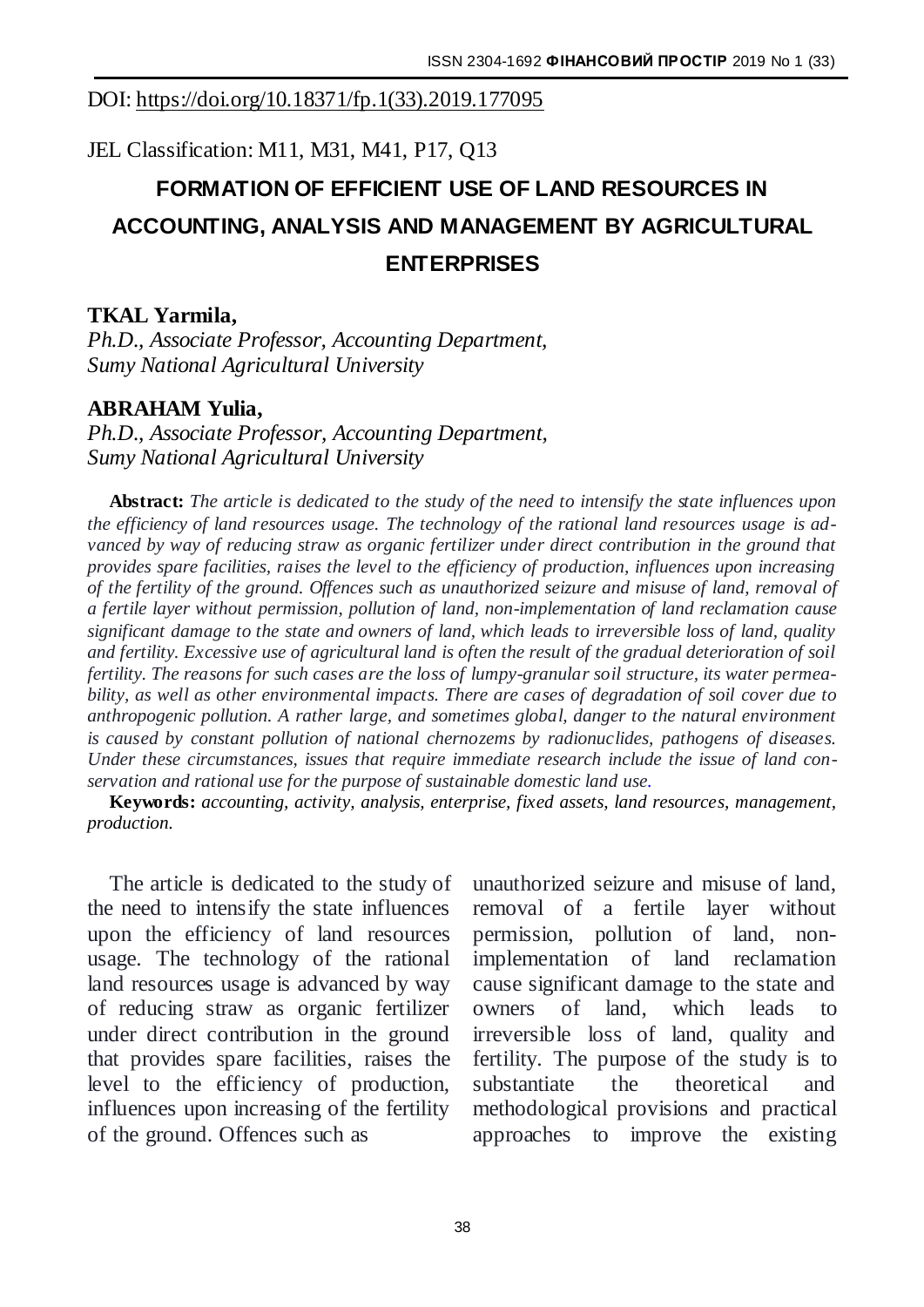DOI: https://doi.org/10.18371/fp.1(33).2019.177095

JEL Classification: M11, M31, M41, P17, Q13

# FORMATION OF EFFICIENT USE OF LAND RESOURCES IN ACCOUNTING, ANALYSIS AND MANAGEMENT BY AGRICULTURAL ENTERPRISES

**TKAL Yarmila,**
*Ph.D., Associate Professor, Accounting Department, Sumy National Agricultural University*

**ABRAHAM Yulia,**
*Ph.D., Associate Professor, Accounting Department, Sumy National Agricultural University*

**Abstract:** *The article is dedicated to the study of the need to intensify the state influences upon the efficiency of land resources usage. The technology of the rational land resources usage is advanced by way of reducing straw as organic fertilizer under direct contribution in the ground that provides spare facilities, raises the level to the efficiency of production, influences upon increasing of the fertility of the ground. Offences such as unauthorized seizure and misuse of land, removal of a fertile layer without permission, pollution of land, non-implementation of land reclamation cause significant damage to the state and owners of land, which leads to irreversible loss of land, quality and fertility. Excessive use of agricultural land is often the result of the gradual deterioration of soil fertility. The reasons for such cases are the loss of lumpy-granular soil structure, its water permeability, as well as other environmental impacts. There are cases of degradation of soil cover due to anthropogenic pollution. A rather large, and sometimes global, danger to the natural environment is caused by constant pollution of national chernozems by radionuclides, pathogens of diseases. Under these circumstances, issues that require immediate research include the issue of land conservation and rational use for the purpose of sustainable domestic land use.*

**Keywords:** *accounting, activity, analysis, enterprise, fixed assets, land resources, management, production.*

The article is dedicated to the study of the need to intensify the state influences upon the efficiency of land resources usage. The technology of the rational land resources usage is advanced by way of reducing straw as organic fertilizer under direct contribution in the ground that provides spare facilities, raises the level to the efficiency of production, influences upon increasing of the fertility of the ground. Offences such as unauthorized seizure and misuse of land, removal of a fertile layer without permission, pollution of land, non-implementation of land reclamation cause significant damage to the state and owners of land, which leads to irreversible loss of land, quality and fertility. The purpose of the study is to substantiate the theoretical and methodological provisions and practical approaches to improve the existing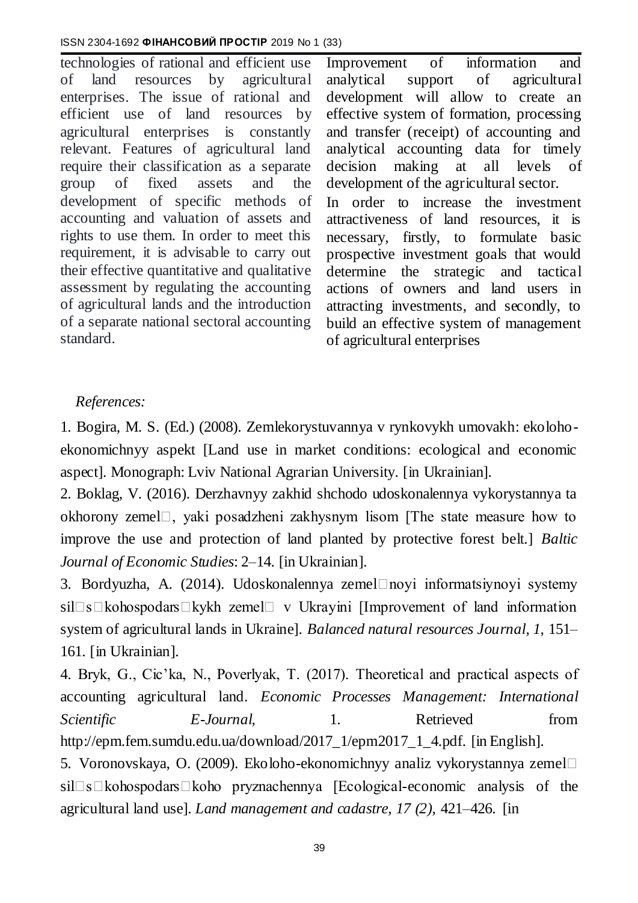technologies of rational and efficient use of land resources by agricultural enterprises. The issue of rational and efficient use of land resources by agricultural enterprises is constantly relevant. Features of agricultural land require their classification as a separate group of fixed assets and the development of specific methods of accounting and valuation of assets and rights to use them. In order to meet this requirement, it is advisable to carry out their effective quantitative and qualitative assessment by regulating the accounting of agricultural lands and the introduction of a separate national sectoral accounting standard.

Improvement of information and analytical support of agricultural development will allow to create an effective system of formation, processing and transfer (receipt) of accounting and analytical accounting data for timely decision making at all levels of development of the agricultural sector.

In order to increase the investment attractiveness of land resources, it is necessary, firstly, to formulate basic prospective investment goals that would determine the strategic and tactical actions of owners and land users in attracting investments, and secondly, to build an effective system of management of agricultural enterprises

*References:*

1. Bogira, M. S. (Ed.) (2008). Zemlekorystuvannya v rynkovykh umovakh: ekoloho-ekonomichnyy aspekt [Land use in market conditions: ecological and economic aspect]. Monograph: Lviv National Agrarian University. [in Ukrainian].

2. Boklag, V. (2016). Derzhavnyy zakhid shchodo udoskonalennya vykorystannya ta okhorony zemel, yaki posadzheni zakhysnym lisom [The state measure how to improve the use and protection of land planted by protective forest belt.] *Baltic Journal of Economic Studies*: 2–14. [in Ukrainian].

3. Bordyuzha, A. (2014). Udoskonalennya zemelnoyi informatsiynoyi systemy sil s kohospodars kykh zemel v Ukrayini [Improvement of land information system of agricultural lands in Ukraine]. *Balanced natural resources Journal, 1,* 151–161. [in Ukrainian].

4. Bryk, G., Cic'ka, N., Poverlyak, T. (2017). Theoretical and practical aspects of accounting agricultural land. *Economic Processes Management: International Scientific E-Journal,* 1. Retrieved from http://epm.fem.sumdu.edu.ua/download/2017_1/epm2017_1_4.pdf. [in English].

5. Voronovskaya, O. (2009). Ekoloho-ekonomichnyy analiz vykorystannya zemel sil s kohospodars koho pryznachennya [Ecological-economic analysis of the agricultural land use]. *Land management and cadastre, 17 (2),* 421–426. [in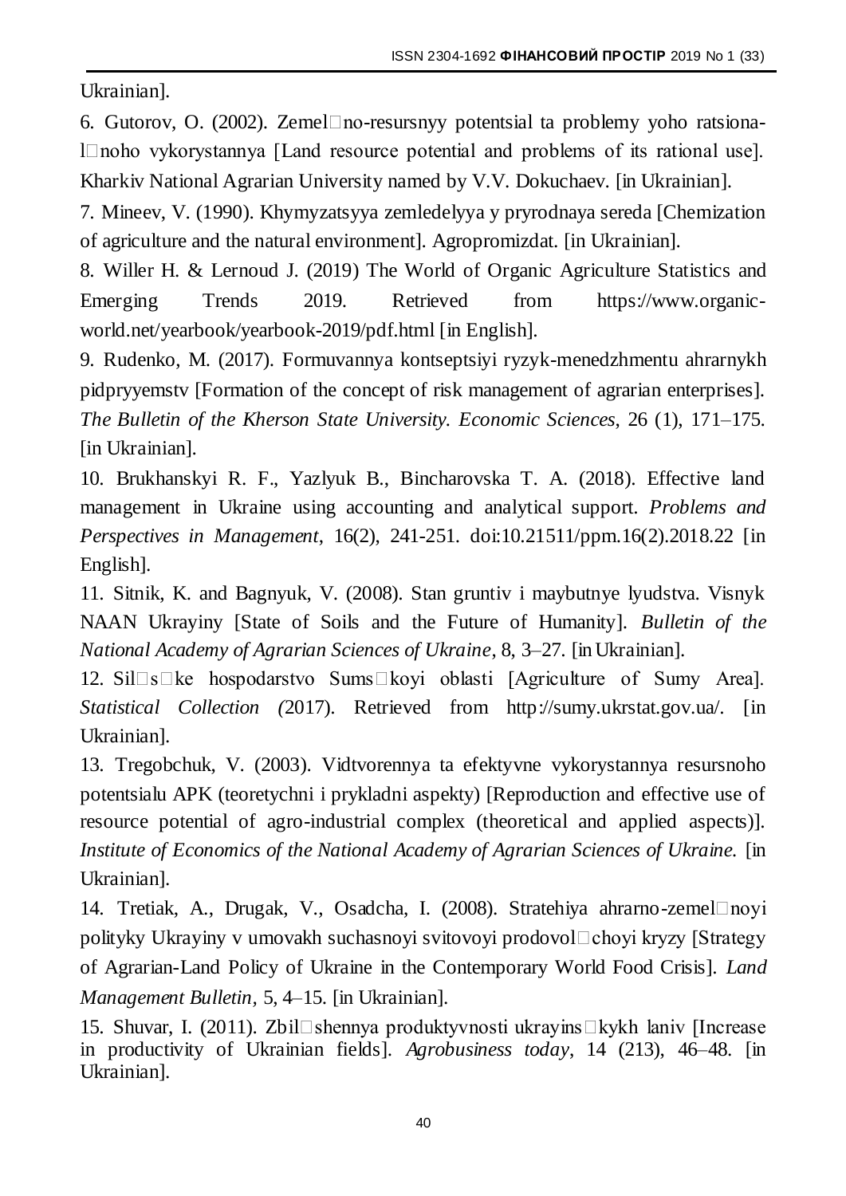Ukrainian].

6. Gutorov, O. (2002). Zemel□no-resursnyy potentsial ta problemy yoho ratsional□noho vykorystannya [Land resource potential and problems of its rational use]. Kharkiv National Agrarian University named by V.V. Dokuchaev. [in Ukrainian].

7. Mineev, V. (1990). Khymyzatsyya zemledelyya y pryrodnaya sereda [Chemization of agriculture and the natural environment]. Agropromizdat. [in Ukrainian].

8. Willer H. & Lernoud J. (2019) The World of Organic Agriculture Statistics and Emerging Trends 2019. Retrieved from https://www.organic-world.net/yearbook/yearbook-2019/pdf.html [in English].

9. Rudenko, M. (2017). Formuvannya kontseptsiyi ryzyk-menedzhmentu ahrarnykh pidpryyemstv [Formation of the concept of risk management of agrarian enterprises]. *The Bulletin of the Kherson State University. Economic Sciences*, 26 (1), 171–175. [in Ukrainian].

10. Brukhanskyi R. F., Yazlyuk B., Bincharovska T. A. (2018). Effective land management in Ukraine using accounting and analytical support. *Problems and Perspectives in Management*, 16(2), 241-251. doi:10.21511/ppm.16(2).2018.22 [in English].

11. Sitnik, K. and Bagnyuk, V. (2008). Stan gruntiv i maybutnye lyudstva. Visnyk NAAN Ukrayiny [State of Soils and the Future of Humanity]. *Bulletin of the National Academy of Agrarian Sciences of Ukraine*, 8, 3–27. [in Ukrainian].

12. Sil□s□ke hospodarstvo Sums□koyi oblasti [Agriculture of Sumy Area]. *Statistical Collection (*2017). Retrieved from http://sumy.ukrstat.gov.ua/. [in Ukrainian].

13. Tregobchuk, V. (2003). Vidtvorennya ta efektyvne vykorystannya resursnoho potentsialu APK (teoretychni i prykladni aspekty) [Reproduction and effective use of resource potential of agro-industrial complex (theoretical and applied aspects)]. *Institute of Economics of the National Academy of Agrarian Sciences of Ukraine.* [in Ukrainian].

14. Tretiak, A., Drugak, V., Osadcha, I. (2008). Stratehiya ahrarno-zemel□noyi polityky Ukrayiny v umovakh suchasnoyi svitovoyi prodovol□choyi kryzy [Strategy of Agrarian-Land Policy of Ukraine in the Contemporary World Food Crisis]. *Land Management Bulletin*, 5, 4–15. [in Ukrainian].

15. Shuvar, I. (2011). Zbil□shennya produktyvnosti ukrayins□kykh laniv [Increase in productivity of Ukrainian fields]. *Agrobusiness today*, 14 (213), 46–48. [in Ukrainian].